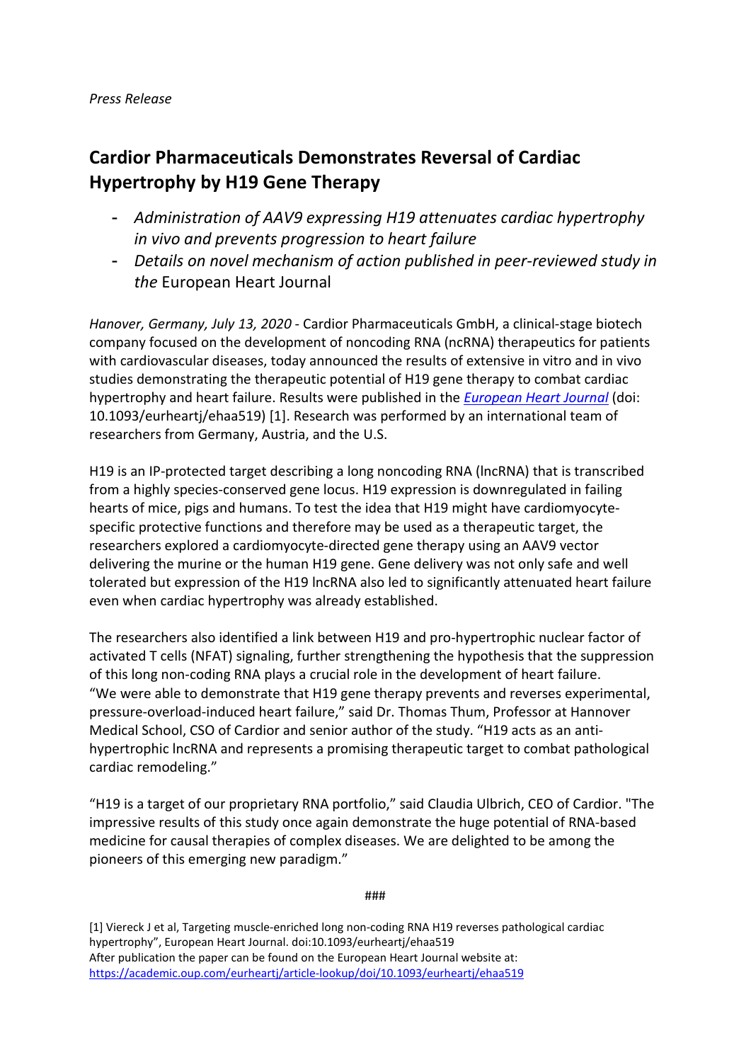*Press Release*

# Cardior Pharmaceuticals Demonstrates Reversal of Cardiac Hypertrophy by H19 Gene Therapy

- *Administration of AAV9 expressing H19 attenuates cardiac hypertrophy in vivo and prevents progression to heart failure*
- *Details on novel mechanism of action published in peer-reviewed study in the* European Heart Journal

*Hanover, Germany, July 13, 2020* - Cardior Pharmaceuticals GmbH, a clinical-stage biotech company focused on the development of noncoding RNA (ncRNA) therapeutics for patients with cardiovascular diseases, today announced the results of extensive in vitro and in vivo studies demonstrating the therapeutic potential of H19 gene therapy to combat cardiac hypertrophy and heart failure. Results were published in the *European Heart Journal* (doi: 10.1093/eurheartj/ehaa519) [1]. Research was performed by an international team of researchers from Germany, Austria, and the U.S.

H19 is an IP-protected target describing a long noncoding RNA (lncRNA) that is transcribed from a highly species-conserved gene locus. H19 expression is downregulated in failing hearts of mice, pigs and humans. To test the idea that H19 might have cardiomyocyte-specific protective functions and therefore may be used as a therapeutic target, the researchers explored a cardiomyocyte-directed gene therapy using an AAV9 vector delivering the murine or the human H19 gene. Gene delivery was not only safe and well tolerated but expression of the H19 lncRNA also led to significantly attenuated heart failure even when cardiac hypertrophy was already established.

The researchers also identified a link between H19 and pro-hypertrophic nuclear factor of activated T cells (NFAT) signaling, further strengthening the hypothesis that the suppression of this long non-coding RNA plays a crucial role in the development of heart failure. "We were able to demonstrate that H19 gene therapy prevents and reverses experimental, pressure-overload-induced heart failure," said Dr. Thomas Thum, Professor at Hannover Medical School, CSO of Cardior and senior author of the study. "H19 acts as an anti-hypertrophic lncRNA and represents a promising therapeutic target to combat pathological cardiac remodeling."

"H19 is a target of our proprietary RNA portfolio," said Claudia Ulbrich, CEO of Cardior. "The impressive results of this study once again demonstrate the huge potential of RNA-based medicine for causal therapies of complex diseases. We are delighted to be among the pioneers of this emerging new paradigm."

###

[1] Viereck J et al, Targeting muscle-enriched long non-coding RNA H19 reverses pathological cardiac hypertrophy", European Heart Journal. doi:10.1093/eurheartj/ehaa519
After publication the paper can be found on the European Heart Journal website at: https://academic.oup.com/eurheartj/article-lookup/doi/10.1093/eurheartj/ehaa519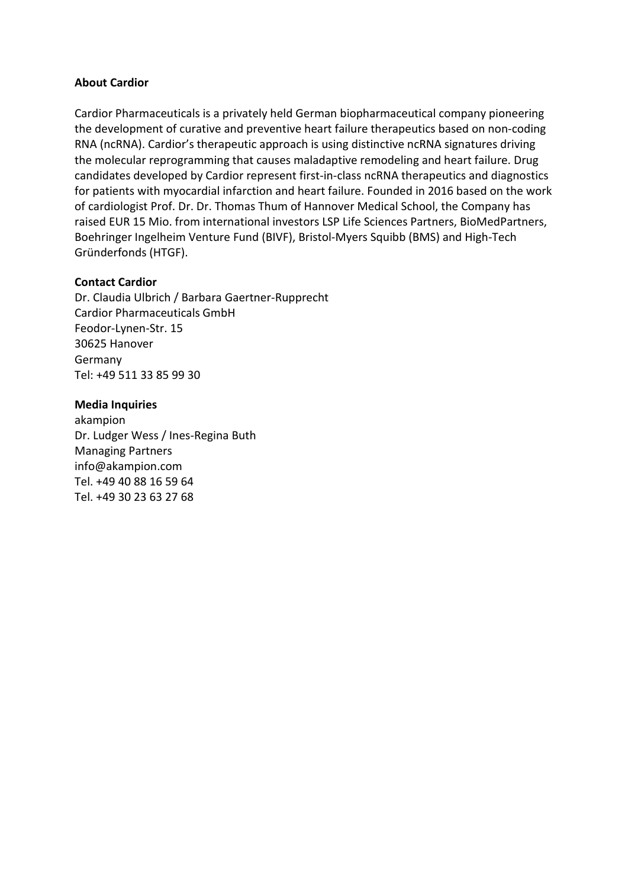**About Cardior**

Cardior Pharmaceuticals is a privately held German biopharmaceutical company pioneering the development of curative and preventive heart failure therapeutics based on non-coding RNA (ncRNA). Cardior's therapeutic approach is using distinctive ncRNA signatures driving the molecular reprogramming that causes maladaptive remodeling and heart failure. Drug candidates developed by Cardior represent first-in-class ncRNA therapeutics and diagnostics for patients with myocardial infarction and heart failure. Founded in 2016 based on the work of cardiologist Prof. Dr. Dr. Thomas Thum of Hannover Medical School, the Company has raised EUR 15 Mio. from international investors LSP Life Sciences Partners, BioMedPartners, Boehringer Ingelheim Venture Fund (BIVF), Bristol-Myers Squibb (BMS) and High-Tech Gründerfonds (HTGF).

**Contact Cardior**

Dr. Claudia Ulbrich / Barbara Gaertner-Rupprecht
Cardior Pharmaceuticals GmbH
Feodor-Lynen-Str. 15
30625 Hanover
Germany
Tel: +49 511 33 85 99 30

**Media Inquiries**

akampion
Dr. Ludger Wess / Ines-Regina Buth
Managing Partners
info@akampion.com
Tel. +49 40 88 16 59 64
Tel. +49 30 23 63 27 68